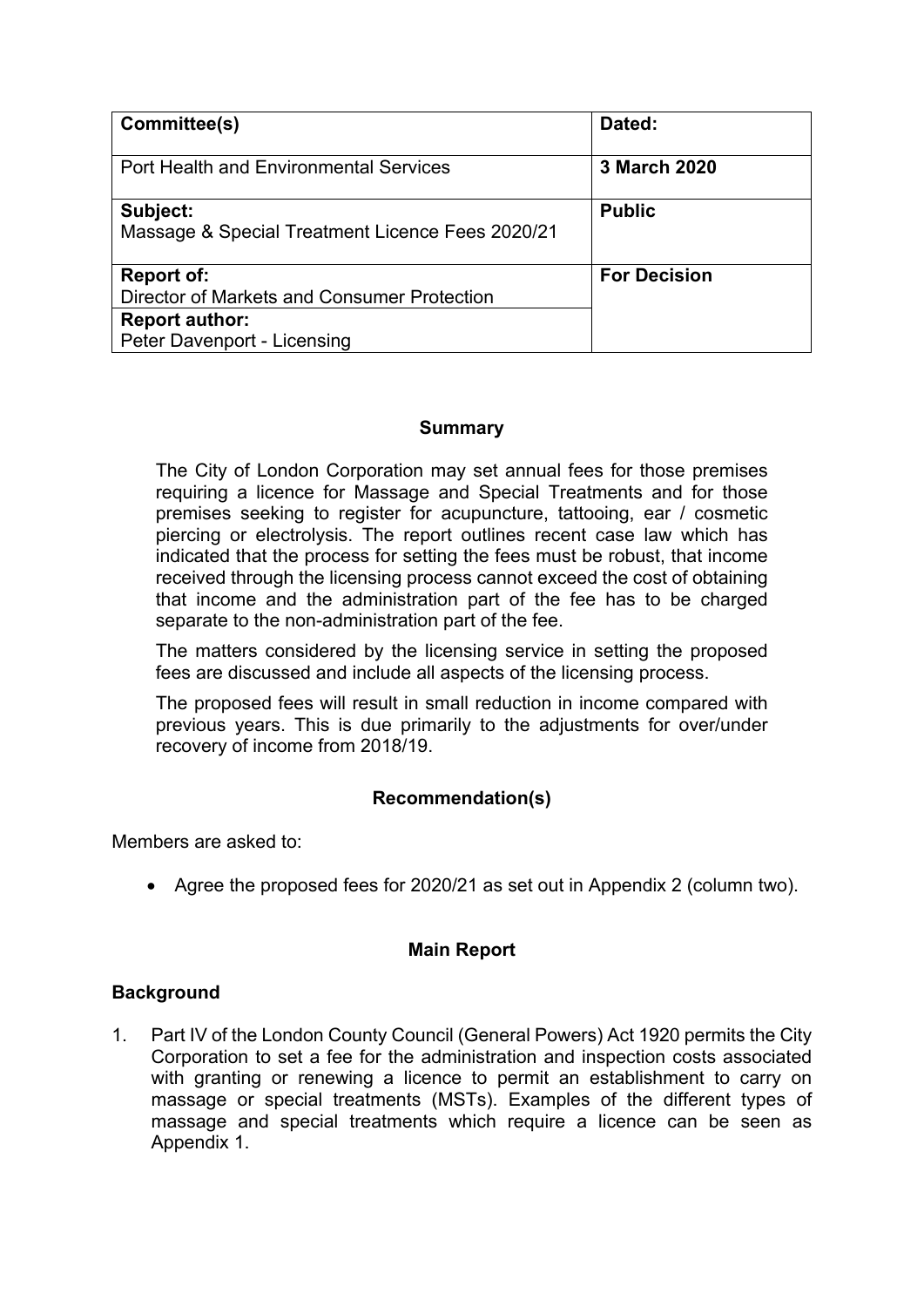| Committee(s) | Dated: |
|---|---|
| Port Health and Environmental Services | **3 March 2020** |
| **Subject:**<br>Massage & Special Treatment Licence Fees 2020/21 | **Public** |
| **Report of:**<br>Director of Markets and Consumer Protection | **For Decision** |
| **Report author:**<br>Peter Davenport - Licensing | |

## Summary

The City of London Corporation may set annual fees for those premises requiring a licence for Massage and Special Treatments and for those premises seeking to register for acupuncture, tattooing, ear / cosmetic piercing or electrolysis. The report outlines recent case law which has indicated that the process for setting the fees must be robust, that income received through the licensing process cannot exceed the cost of obtaining that income and the administration part of the fee has to be charged separate to the non-administration part of the fee.

The matters considered by the licensing service in setting the proposed fees are discussed and include all aspects of the licensing process.

The proposed fees will result in small reduction in income compared with previous years. This is due primarily to the adjustments for over/under recovery of income from 2018/19.

## Recommendation(s)

Members are asked to:

- Agree the proposed fees for 2020/21 as set out in Appendix 2 (column two).

## Main Report

### Background

1. Part IV of the London County Council (General Powers) Act 1920 permits the City Corporation to set a fee for the administration and inspection costs associated with granting or renewing a licence to permit an establishment to carry on massage or special treatments (MSTs). Examples of the different types of massage and special treatments which require a licence can be seen as Appendix 1.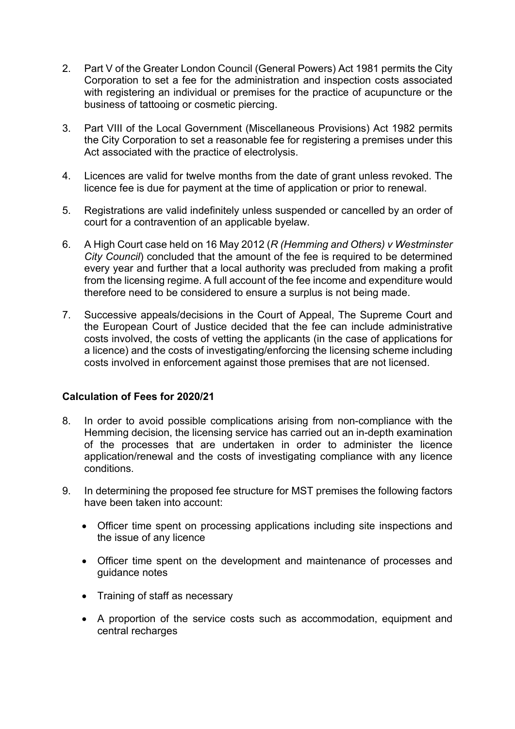2. Part V of the Greater London Council (General Powers) Act 1981 permits the City Corporation to set a fee for the administration and inspection costs associated with registering an individual or premises for the practice of acupuncture or the business of tattooing or cosmetic piercing.

3. Part VIII of the Local Government (Miscellaneous Provisions) Act 1982 permits the City Corporation to set a reasonable fee for registering a premises under this Act associated with the practice of electrolysis.

4. Licences are valid for twelve months from the date of grant unless revoked. The licence fee is due for payment at the time of application or prior to renewal.

5. Registrations are valid indefinitely unless suspended or cancelled by an order of court for a contravention of an applicable byelaw.

6. A High Court case held on 16 May 2012 (*R (Hemming and Others) v Westminster City Council*) concluded that the amount of the fee is required to be determined every year and further that a local authority was precluded from making a profit from the licensing regime. A full account of the fee income and expenditure would therefore need to be considered to ensure a surplus is not being made.

7. Successive appeals/decisions in the Court of Appeal, The Supreme Court and the European Court of Justice decided that the fee can include administrative costs involved, the costs of vetting the applicants (in the case of applications for a licence) and the costs of investigating/enforcing the licensing scheme including costs involved in enforcement against those premises that are not licensed.

**Calculation of Fees for 2020/21**

8. In order to avoid possible complications arising from non-compliance with the Hemming decision, the licensing service has carried out an in-depth examination of the processes that are undertaken in order to administer the licence application/renewal and the costs of investigating compliance with any licence conditions.

9. In determining the proposed fee structure for MST premises the following factors have been taken into account:

   - Officer time spent on processing applications including site inspections and the issue of any licence
   - Officer time spent on the development and maintenance of processes and guidance notes
   - Training of staff as necessary
   - A proportion of the service costs such as accommodation, equipment and central recharges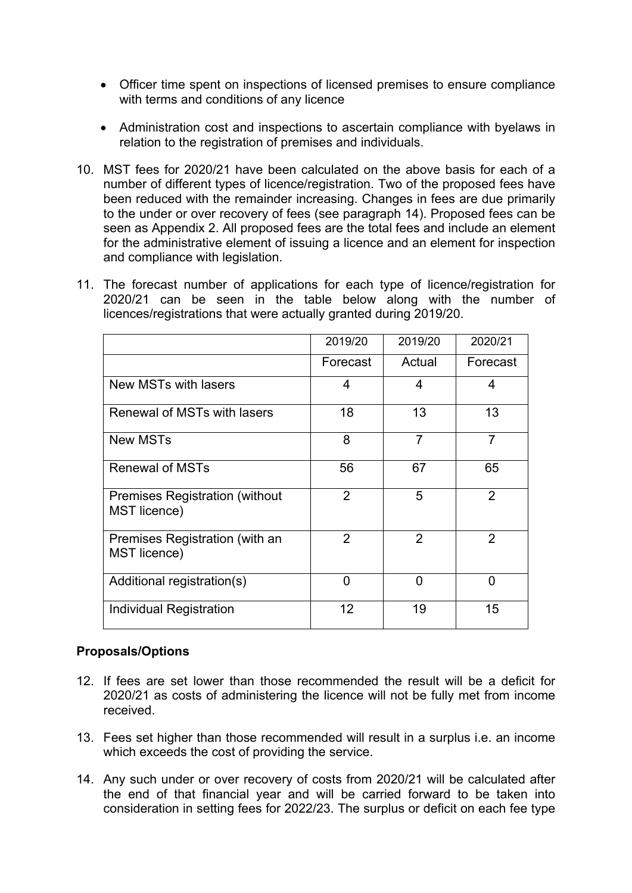- Officer time spent on inspections of licensed premises to ensure compliance with terms and conditions of any licence

- Administration cost and inspections to ascertain compliance with byelaws in relation to the registration of premises and individuals.

10. MST fees for 2020/21 have been calculated on the above basis for each of a number of different types of licence/registration. Two of the proposed fees have been reduced with the remainder increasing. Changes in fees are due primarily to the under or over recovery of fees (see paragraph 14). Proposed fees can be seen as Appendix 2. All proposed fees are the total fees and include an element for the administrative element of issuing a licence and an element for inspection and compliance with legislation.

11. The forecast number of applications for each type of licence/registration for 2020/21 can be seen in the table below along with the number of licences/registrations that were actually granted during 2019/20.

| | 2019/20 | 2019/20 | 2020/21 |
|---|---|---|---|
| | Forecast | Actual | Forecast |
| New MSTs with lasers | 4 | 4 | 4 |
| Renewal of MSTs with lasers | 18 | 13 | 13 |
| New MSTs | 8 | 7 | 7 |
| Renewal of MSTs | 56 | 67 | 65 |
| Premises Registration (without MST licence) | 2 | 5 | 2 |
| Premises Registration (with an MST licence) | 2 | 2 | 2 |
| Additional registration(s) | 0 | 0 | 0 |
| Individual Registration | 12 | 19 | 15 |

**Proposals/Options**

12. If fees are set lower than those recommended the result will be a deficit for 2020/21 as costs of administering the licence will not be fully met from income received.

13. Fees set higher than those recommended will result in a surplus i.e. an income which exceeds the cost of providing the service.

14. Any such under or over recovery of costs from 2020/21 will be calculated after the end of that financial year and will be carried forward to be taken into consideration in setting fees for 2022/23. The surplus or deficit on each fee type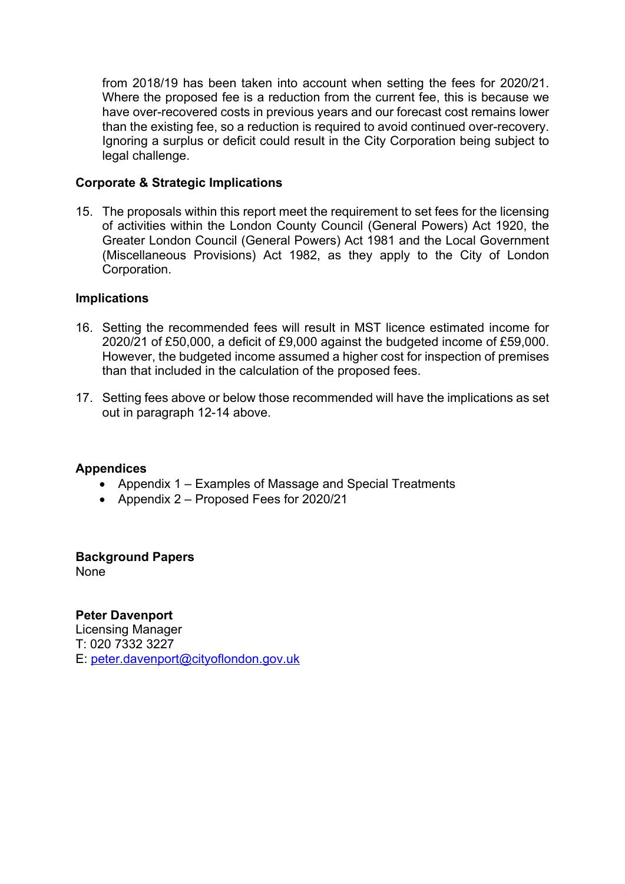from 2018/19 has been taken into account when setting the fees for 2020/21. Where the proposed fee is a reduction from the current fee, this is because we have over-recovered costs in previous years and our forecast cost remains lower than the existing fee, so a reduction is required to avoid continued over-recovery. Ignoring a surplus or deficit could result in the City Corporation being subject to legal challenge.

**Corporate & Strategic Implications**

15. The proposals within this report meet the requirement to set fees for the licensing of activities within the London County Council (General Powers) Act 1920, the Greater London Council (General Powers) Act 1981 and the Local Government (Miscellaneous Provisions) Act 1982, as they apply to the City of London Corporation.

**Implications**

16. Setting the recommended fees will result in MST licence estimated income for 2020/21 of £50,000, a deficit of £9,000 against the budgeted income of £59,000. However, the budgeted income assumed a higher cost for inspection of premises than that included in the calculation of the proposed fees.

17. Setting fees above or below those recommended will have the implications as set out in paragraph 12-14 above.

**Appendices**

- Appendix 1 – Examples of Massage and Special Treatments
- Appendix 2 – Proposed Fees for 2020/21

**Background Papers**
None

**Peter Davenport**
Licensing Manager
T: 020 7332 3227
E: peter.davenport@cityoflondon.gov.uk